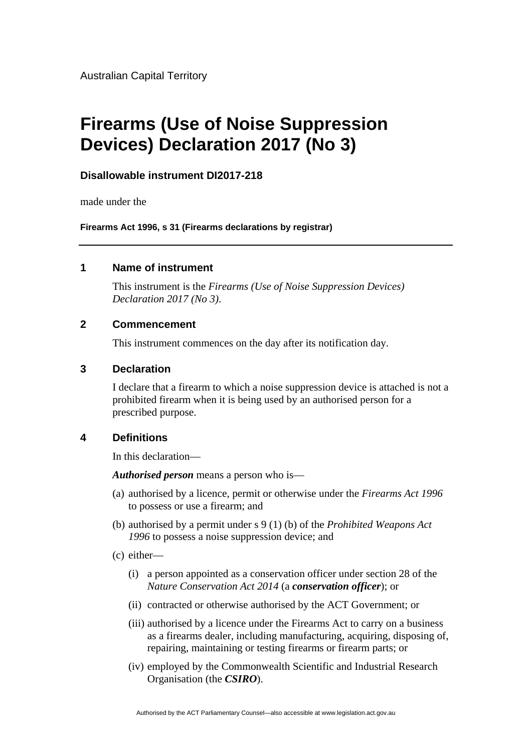Australian Capital Territory

# Firearms (Use of Noise Suppression Devices) Declaration 2017 (No 3)

**Disallowable instrument DI2017-218**

made under the

**Firearms Act 1996, s 31 (Firearms declarations by registrar)**

---

## 1 Name of instrument

This instrument is the *Firearms (Use of Noise Suppression Devices) Declaration 2017 (No 3)*.

## 2 Commencement

This instrument commences on the day after its notification day.

## 3 Declaration

I declare that a firearm to which a noise suppression device is attached is not a prohibited firearm when it is being used by an authorised person for a prescribed purpose.

## 4 Definitions

In this declaration—

***Authorised person*** means a person who is—

(a) authorised by a licence, permit or otherwise under the *Firearms Act 1996* to possess or use a firearm; and

(b) authorised by a permit under s 9 (1) (b) of the *Prohibited Weapons Act 1996* to possess a noise suppression device; and

(c) either—

(i) a person appointed as a conservation officer under section 28 of the *Nature Conservation Act 2014* (a ***conservation officer***); or

(ii) contracted or otherwise authorised by the ACT Government; or

(iii) authorised by a licence under the Firearms Act to carry on a business as a firearms dealer, including manufacturing, acquiring, disposing of, repairing, maintaining or testing firearms or firearm parts; or

(iv) employed by the Commonwealth Scientific and Industrial Research Organisation (the ***CSIRO***).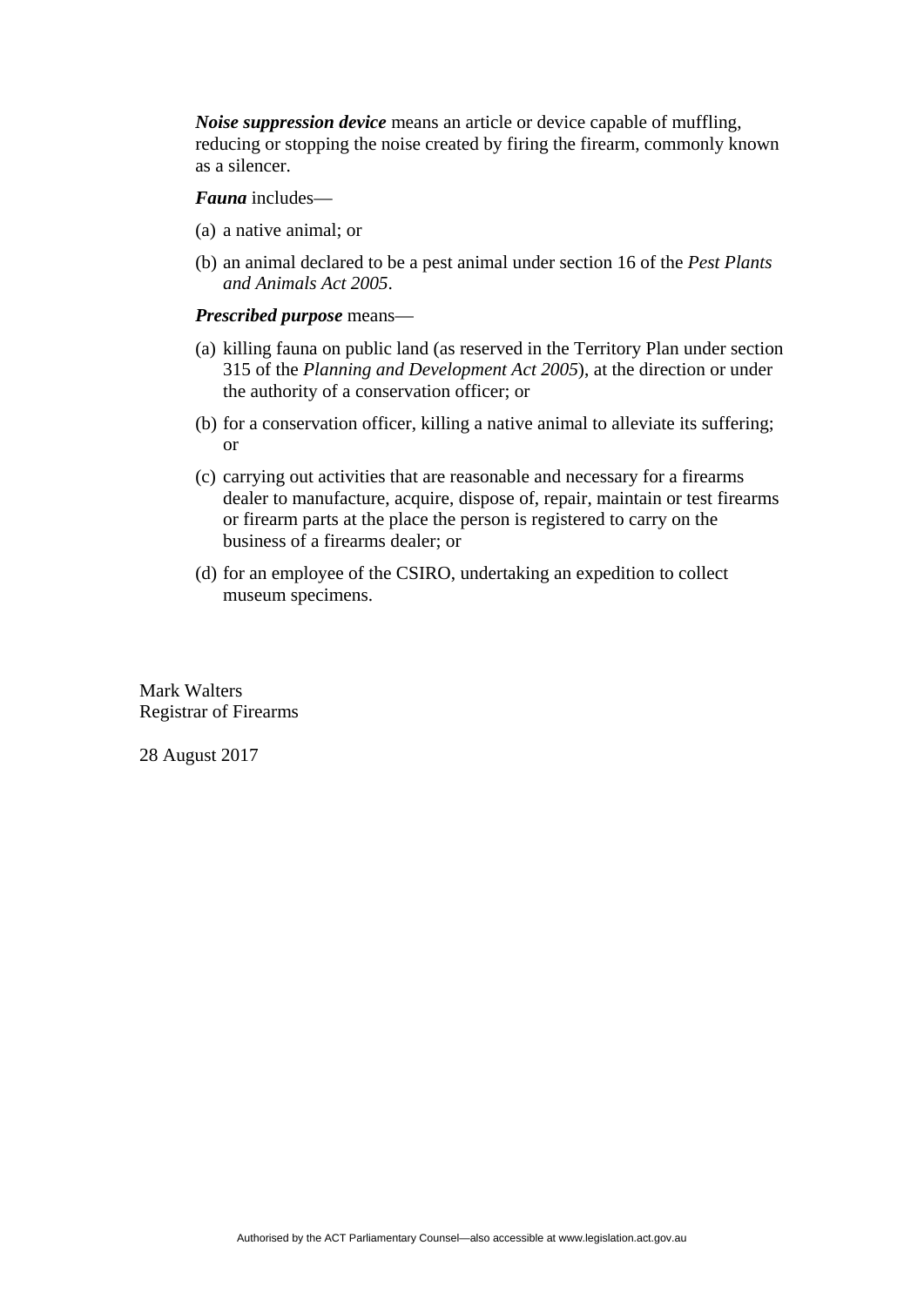***Noise suppression device*** means an article or device capable of muffling, reducing or stopping the noise created by firing the firearm, commonly known as a silencer.

***Fauna*** includes—

(a) a native animal; or

(b) an animal declared to be a pest animal under section 16 of the *Pest Plants and Animals Act 2005*.

***Prescribed purpose*** means—

(a) killing fauna on public land (as reserved in the Territory Plan under section 315 of the *Planning and Development Act 2005*), at the direction or under the authority of a conservation officer; or

(b) for a conservation officer, killing a native animal to alleviate its suffering; or

(c) carrying out activities that are reasonable and necessary for a firearms dealer to manufacture, acquire, dispose of, repair, maintain or test firearms or firearm parts at the place the person is registered to carry on the business of a firearms dealer; or

(d) for an employee of the CSIRO, undertaking an expedition to collect museum specimens.

Mark Walters
Registrar of Firearms

28 August 2017